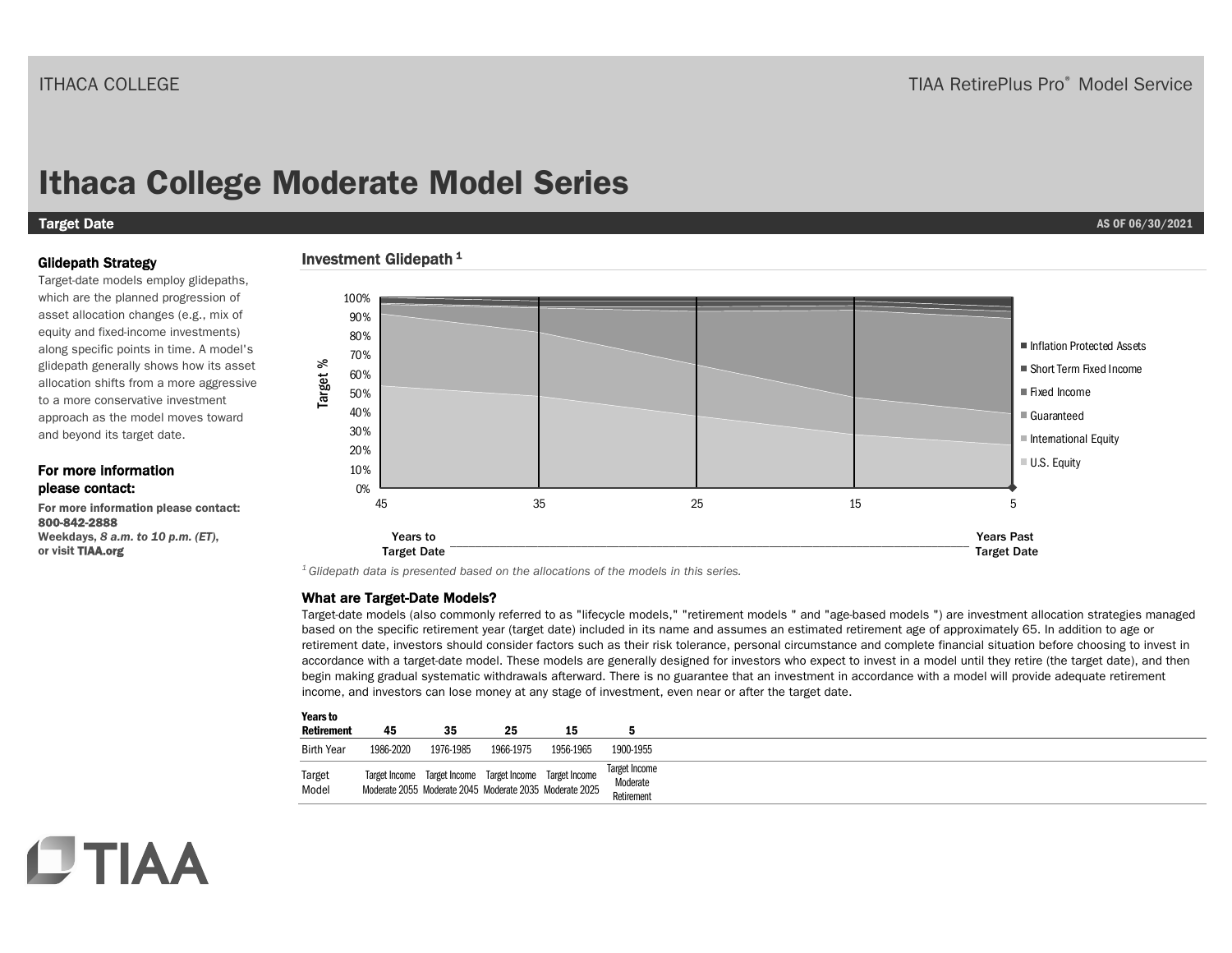ITHACA COLLEGE

TIAA RetirePlus Pro® Model Service

# Ithaca College Moderate Model Series

**Target Date** AS OF 06/30/2021

### Glidepath Strategy

Target-date models employ glidepaths, which are the planned progression of asset allocation changes (e.g., mix of equity and fixed-income investments) along specific points in time. A model's glidepath generally shows how its asset allocation shifts from a more aggressive to a more conservative investment approach as the model moves toward and beyond its target date.

### For more information please contact:

**For more information please contact:**
**800-842-2888**
**Weekdays, *8 a.m. to 10 p.m. (ET)*, or visit TIAA.org**

### Investment Glidepath [1]

Target %

Legend: Inflation Protected Assets, Short Term Fixed Income, Fixed Income, Guaranteed, International Equity, U.S. Equity

X-axis: 45, 35, 25, 15, 5

Years to Target Date — Years Past Target Date

[1] *Glidepath data is presented based on the allocations of the models in this series.*

### What are Target-Date Models?

Target-date models (also commonly referred to as "lifecycle models," "retirement models " and "age-based models ") are investment allocation strategies managed based on the specific retirement year (target date) included in its name and assumes an estimated retirement age of approximately 65. In addition to age or retirement date, investors should consider factors such as their risk tolerance, personal circumstance and complete financial situation before choosing to invest in accordance with a target-date model. These models are generally designed for investors who expect to invest in a model until they retire (the target date), and then begin making gradual systematic withdrawals afterward. There is no guarantee that an investment in accordance with a model will provide adequate retirement income, and investors can lose money at any stage of investment, even near or after the target date.

| Years to Retirement | 45 | 35 | 25 | 15 | 5 |
|---|---|---|---|---|---|
| Birth Year | 1986-2020 | 1976-1985 | 1966-1975 | 1956-1965 | 1900-1955 |
| Target Model | Target Income Moderate 2055 | Target Income Moderate 2045 | Target Income Moderate 2035 | Target Income Moderate 2025 | Target Income Moderate Retirement |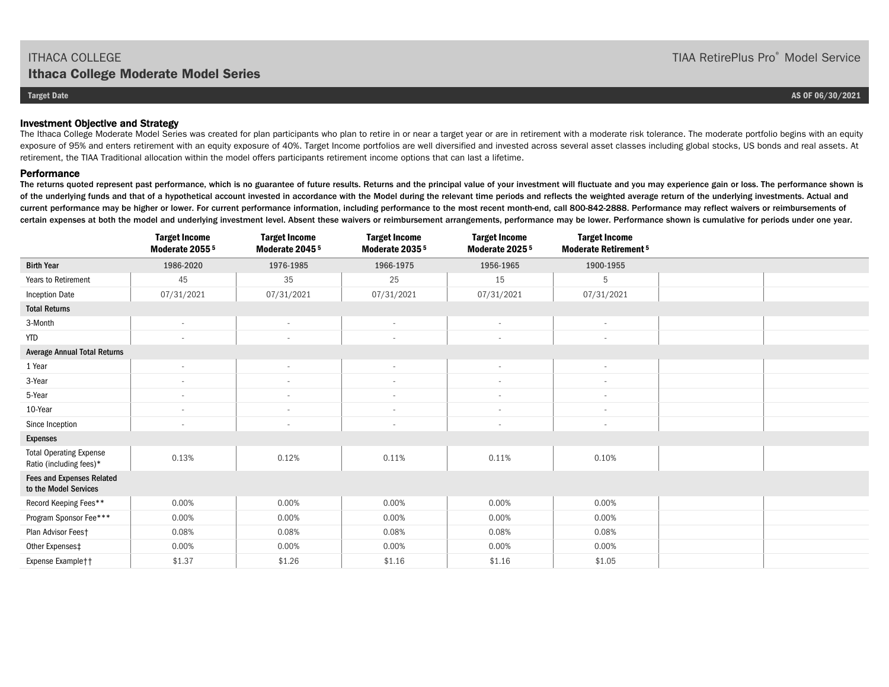ITHACA COLLEGE

## Ithaca College Moderate Model Series

TIAA RetirePlus Pro® Model Service

**Target Date** **AS OF 06/30/2021**

### Investment Objective and Strategy

The Ithaca College Moderate Model Series was created for plan participants who plan to retire in or near a target year or are in retirement with a moderate risk tolerance. The moderate portfolio begins with an equity exposure of 95% and enters retirement with an equity exposure of 40%. Target Income portfolios are well diversified and invested across several asset classes including global stocks, US bonds and real assets. At retirement, the TIAA Traditional allocation within the model offers participants retirement income options that can last a lifetime.

### Performance

**The returns quoted represent past performance, which is no guarantee of future results. Returns and the principal value of your investment will fluctuate and you may experience gain or loss. The performance shown is of the underlying funds and that of a hypothetical account invested in accordance with the Model during the relevant time periods and reflects the weighted average return of the underlying investments. Actual and current performance may be higher or lower. For current performance information, including performance to the most recent month-end, call 800-842-2888. Performance may reflect waivers or reimbursements of certain expenses at both the model and underlying investment level. Absent these waivers or reimbursement arrangements, performance may be lower. Performance shown is cumulative for periods under one year.**

| | Target Income Moderate 2055 [5] | Target Income Moderate 2045 [5] | Target Income Moderate 2035 [5] | Target Income Moderate 2025 [5] | Target Income Moderate Retirement [5] | | |
|---|---|---|---|---|---|---|---|
| **Birth Year** | 1986-2020 | 1976-1985 | 1966-1975 | 1956-1965 | 1900-1955 | | |
| Years to Retirement | 45 | 35 | 25 | 15 | 5 | | |
| Inception Date | 07/31/2021 | 07/31/2021 | 07/31/2021 | 07/31/2021 | 07/31/2021 | | |
| **Total Returns** | | | | | | | |
| 3-Month | - | - | - | - | - | | |
| YTD | - | - | - | - | - | | |
| **Average Annual Total Returns** | | | | | | | |
| 1 Year | - | - | - | - | - | | |
| 3-Year | - | - | - | - | - | | |
| 5-Year | - | - | - | - | - | | |
| 10-Year | - | - | - | - | - | | |
| Since Inception | - | - | - | - | - | | |
| **Expenses** | | | | | | | |
| Total Operating Expense Ratio (including fees)* | 0.13% | 0.12% | 0.11% | 0.11% | 0.10% | | |
| **Fees and Expenses Related to the Model Services** | | | | | | | |
| Record Keeping Fees** | 0.00% | 0.00% | 0.00% | 0.00% | 0.00% | | |
| Program Sponsor Fee*** | 0.00% | 0.00% | 0.00% | 0.00% | 0.00% | | |
| Plan Advisor Fees† | 0.08% | 0.08% | 0.08% | 0.08% | 0.08% | | |
| Other Expenses‡ | 0.00% | 0.00% | 0.00% | 0.00% | 0.00% | | |
| Expense Example†† | $1.37 | $1.26 | $1.16 | $1.16 | $1.05 | | |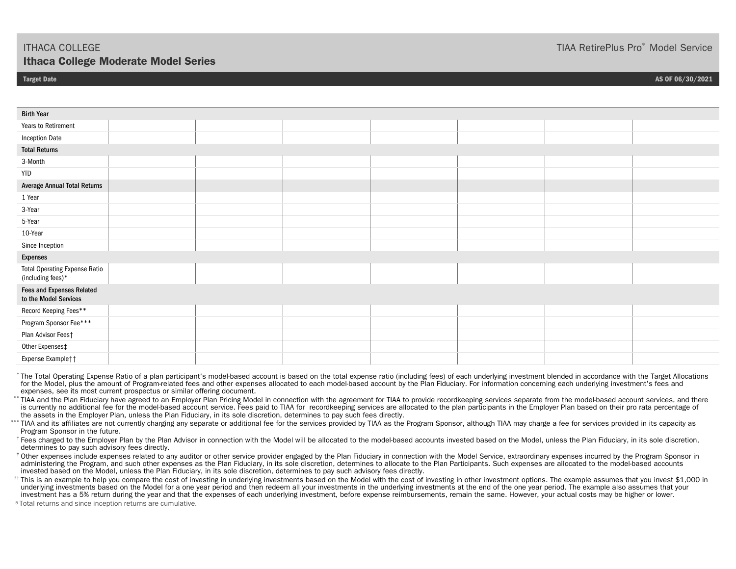# ITHACA COLLEGE

## Ithaca College Moderate Model Series

TIAA RetirePlus Pro® Model Service

**Target Date** **AS OF 06/30/2021**

| **Birth Year** | | | | | | | |
|---|---|---|---|---|---|---|---|
| Years to Retirement | | | | | | | |
| Inception Date | | | | | | | |
| **Total Returns** | | | | | | | |
| 3-Month | | | | | | | |
| YTD | | | | | | | |
| **Average Annual Total Returns** | | | | | | | |
| 1 Year | | | | | | | |
| 3-Year | | | | | | | |
| 5-Year | | | | | | | |
| 10-Year | | | | | | | |
| Since Inception | | | | | | | |
| **Expenses** | | | | | | | |
| Total Operating Expense Ratio (including fees)* | | | | | | | |
| **Fees and Expenses Related to the Model Services** | | | | | | | |
| Record Keeping Fees** | | | | | | | |
| Program Sponsor Fee*** | | | | | | | |
| Plan Advisor Fees† | | | | | | | |
| Other Expenses‡ | | | | | | | |
| Expense Example†† | | | | | | | |

* The Total Operating Expense Ratio of a plan participant's model-based account is based on the total expense ratio (including fees) of each underlying investment blended in accordance with the Target Allocations for the Model, plus the amount of Program-related fees and other expenses allocated to each model-based account by the Plan Fiduciary. For information concerning each underlying investment's fees and expenses, see its most current prospectus or similar offering document.

** TIAA and the Plan Fiduciary have agreed to an Employer Plan Pricing Model in connection with the agreement for TIAA to provide recordkeeping services separate from the model-based account services, and there is currently no additional fee for the model-based account service. Fees paid to TIAA for recordkeeping services are allocated to the plan participants in the Employer Plan based on their pro rata percentage of the assets in the Employer Plan, unless the Plan Fiduciary, in its sole discretion, determines to pay such fees directly.

*** TIAA and its affiliates are not currently charging any separate or additional fee for the services provided by TIAA as the Program Sponsor, although TIAA may charge a fee for services provided in its capacity as Program Sponsor in the future.

† Fees charged to the Employer Plan by the Plan Advisor in connection with the Model will be allocated to the model-based accounts invested based on the Model, unless the Plan Fiduciary, in its sole discretion, determines to pay such advisory fees directly.

‡ Other expenses include expenses related to any auditor or other service provider engaged by the Plan Fiduciary in connection with the Model Service, extraordinary expenses incurred by the Program Sponsor in administering the Program, and such other expenses as the Plan Fiduciary, in its sole discretion, determines to allocate to the Plan Participants. Such expenses are allocated to the model-based accounts invested based on the Model, unless the Plan Fiduciary, in its sole discretion, determines to pay such advisory fees directly.

†† This is an example to help you compare the cost of investing in underlying investments based on the Model with the cost of investing in other investment options. The example assumes that you invest $1,000 in underlying investments based on the Model for a one year period and then redeem all your investments in the underlying investments at the end of the one year period. The example also assumes that your investment has a 5% return during the year and that the expenses of each underlying investment, before expense reimbursements, remain the same. However, your actual costs may be higher or lower.

5 Total returns and since inception returns are cumulative.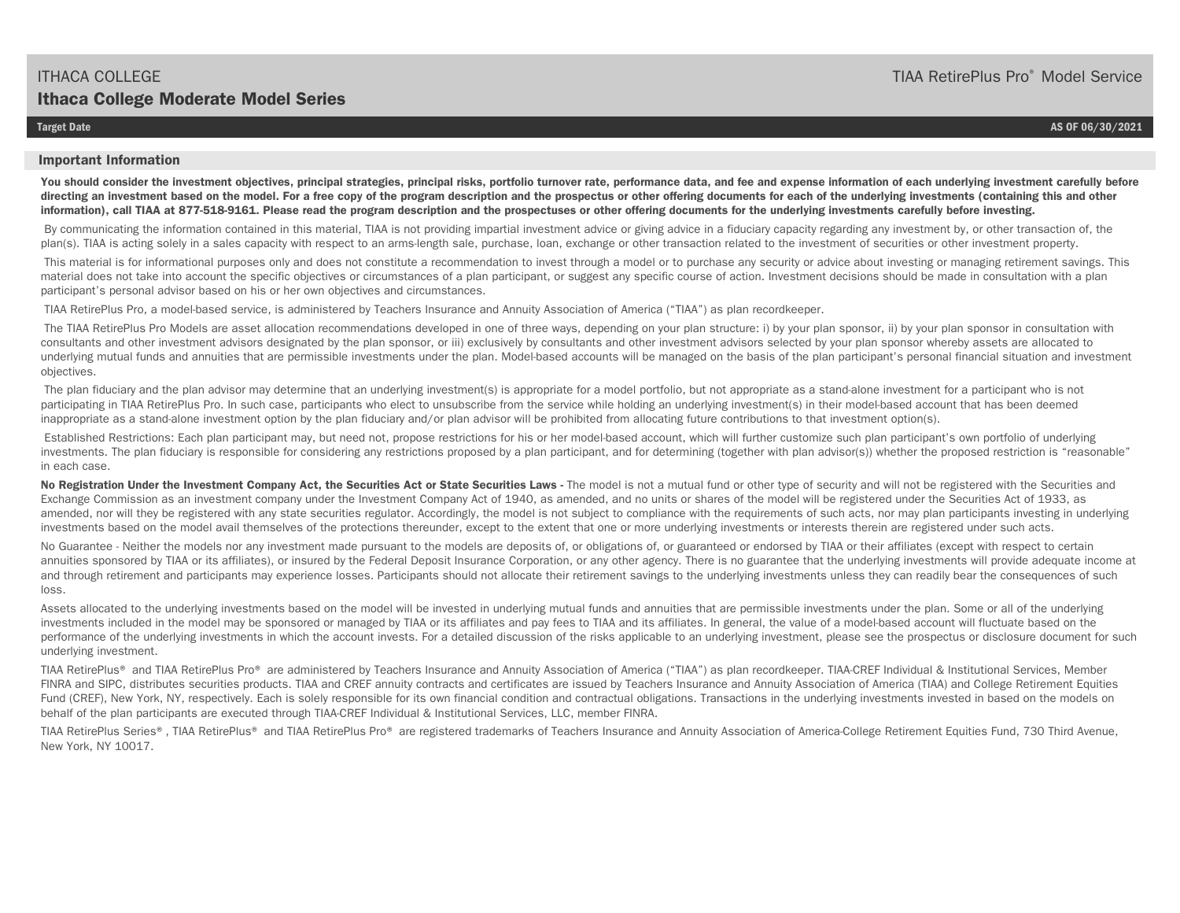ITHACA COLLEGE

TIAA RetirePlus Pro® Model Service

## Ithaca College Moderate Model Series

**Target Date** **AS OF 06/30/2021**

### Important Information

**You should consider the investment objectives, principal strategies, principal risks, portfolio turnover rate, performance data, and fee and expense information of each underlying investment carefully before directing an investment based on the model. For a free copy of the program description and the prospectus or other offering documents for each of the underlying investments (containing this and other information), call TIAA at 877-518-9161. Please read the program description and the prospectuses or other offering documents for the underlying investments carefully before investing.**

By communicating the information contained in this material, TIAA is not providing impartial investment advice or giving advice in a fiduciary capacity regarding any investment by, or other transaction of, the plan(s). TIAA is acting solely in a sales capacity with respect to an arms-length sale, purchase, loan, exchange or other transaction related to the investment of securities or other investment property.

This material is for informational purposes only and does not constitute a recommendation to invest through a model or to purchase any security or advice about investing or managing retirement savings. This material does not take into account the specific objectives or circumstances of a plan participant, or suggest any specific course of action. Investment decisions should be made in consultation with a plan participant's personal advisor based on his or her own objectives and circumstances.

TIAA RetirePlus Pro, a model-based service, is administered by Teachers Insurance and Annuity Association of America ("TIAA") as plan recordkeeper.

The TIAA RetirePlus Pro Models are asset allocation recommendations developed in one of three ways, depending on your plan structure: i) by your plan sponsor, ii) by your plan sponsor in consultation with consultants and other investment advisors designated by the plan sponsor, or iii) exclusively by consultants and other investment advisors selected by your plan sponsor whereby assets are allocated to underlying mutual funds and annuities that are permissible investments under the plan. Model-based accounts will be managed on the basis of the plan participant's personal financial situation and investment objectives.

The plan fiduciary and the plan advisor may determine that an underlying investment(s) is appropriate for a model portfolio, but not appropriate as a stand-alone investment for a participant who is not participating in TIAA RetirePlus Pro. In such case, participants who elect to unsubscribe from the service while holding an underlying investment(s) in their model-based account that has been deemed inappropriate as a stand-alone investment option by the plan fiduciary and/or plan advisor will be prohibited from allocating future contributions to that investment option(s).

Established Restrictions: Each plan participant may, but need not, propose restrictions for his or her model-based account, which will further customize such plan participant's own portfolio of underlying investments. The plan fiduciary is responsible for considering any restrictions proposed by a plan participant, and for determining (together with plan advisor(s)) whether the proposed restriction is "reasonable" in each case.

**No Registration Under the Investment Company Act, the Securities Act or State Securities Laws -** The model is not a mutual fund or other type of security and will not be registered with the Securities and Exchange Commission as an investment company under the Investment Company Act of 1940, as amended, and no units or shares of the model will be registered under the Securities Act of 1933, as amended, nor will they be registered with any state securities regulator. Accordingly, the model is not subject to compliance with the requirements of such acts, nor may plan participants investing in underlying investments based on the model avail themselves of the protections thereunder, except to the extent that one or more underlying investments or interests therein are registered under such acts.

No Guarantee - Neither the models nor any investment made pursuant to the models are deposits of, or obligations of, or guaranteed or endorsed by TIAA or their affiliates (except with respect to certain annuities sponsored by TIAA or its affiliates), or insured by the Federal Deposit Insurance Corporation, or any other agency. There is no guarantee that the underlying investments will provide adequate income at and through retirement and participants may experience losses. Participants should not allocate their retirement savings to the underlying investments unless they can readily bear the consequences of such loss.

Assets allocated to the underlying investments based on the model will be invested in underlying mutual funds and annuities that are permissible investments under the plan. Some or all of the underlying investments included in the model may be sponsored or managed by TIAA or its affiliates and pay fees to TIAA and its affiliates. In general, the value of a model-based account will fluctuate based on the performance of the underlying investments in which the account invests. For a detailed discussion of the risks applicable to an underlying investment, please see the prospectus or disclosure document for such underlying investment.

TIAA RetirePlus® and TIAA RetirePlus Pro® are administered by Teachers Insurance and Annuity Association of America ("TIAA") as plan recordkeeper. TIAA-CREF Individual & Institutional Services, Member FINRA and SIPC, distributes securities products. TIAA and CREF annuity contracts and certificates are issued by Teachers Insurance and Annuity Association of America (TIAA) and College Retirement Equities Fund (CREF), New York, NY, respectively. Each is solely responsible for its own financial condition and contractual obligations. Transactions in the underlying investments invested in based on the models on behalf of the plan participants are executed through TIAA-CREF Individual & Institutional Services, LLC, member FINRA.

TIAA RetirePlus Series® , TIAA RetirePlus® and TIAA RetirePlus Pro® are registered trademarks of Teachers Insurance and Annuity Association of America-College Retirement Equities Fund, 730 Third Avenue, New York, NY 10017.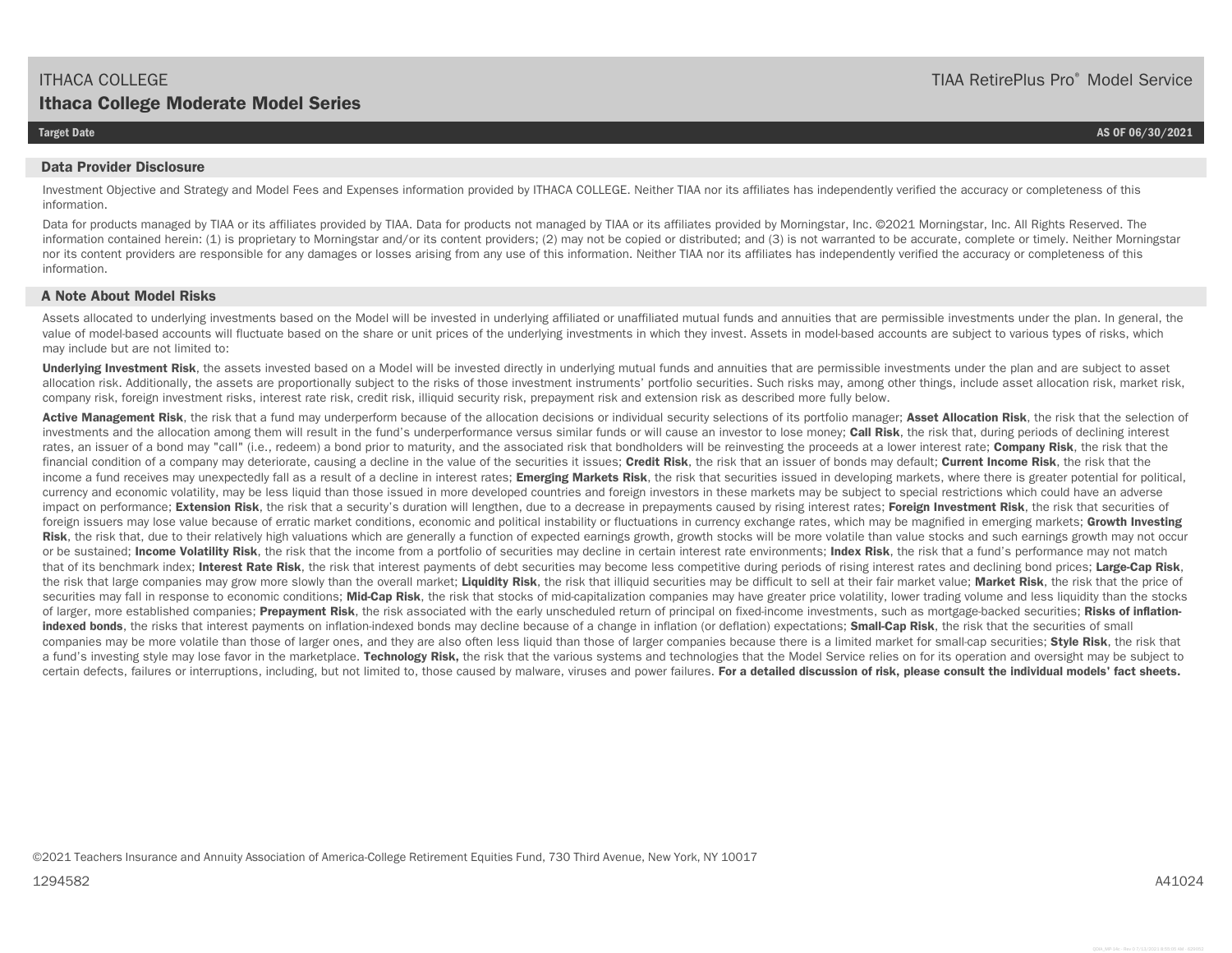## Data Provider Disclosure

Investment Objective and Strategy and Model Fees and Expenses information provided by ITHACA COLLEGE. Neither TIAA nor its affiliates has independently verified the accuracy or completeness of this information.

Data for products managed by TIAA or its affiliates provided by TIAA. Data for products not managed by TIAA or its affiliates provided by Morningstar, Inc. ©2021 Morningstar, Inc. All Rights Reserved. The information contained herein: (1) is proprietary to Morningstar and/or its content providers; (2) may not be copied or distributed; and (3) is not warranted to be accurate, complete or timely. Neither Morningstar nor its content providers are responsible for any damages or losses arising from any use of this information. Neither TIAA nor its affiliates has independently verified the accuracy or completeness of this information.

## A Note About Model Risks

Assets allocated to underlying investments based on the Model will be invested in underlying affiliated or unaffiliated mutual funds and annuities that are permissible investments under the plan. In general, the value of model-based accounts will fluctuate based on the share or unit prices of the underlying investments in which they invest. Assets in model-based accounts are subject to various types of risks, which may include but are not limited to:

**Underlying Investment Risk**, the assets invested based on a Model will be invested directly in underlying mutual funds and annuities that are permissible investments under the plan and are subject to asset allocation risk. Additionally, the assets are proportionally subject to the risks of those investment instruments' portfolio securities. Such risks may, among other things, include asset allocation risk, market risk, company risk, foreign investment risks, interest rate risk, credit risk, illiquid security risk, prepayment risk and extension risk as described more fully below.

**Active Management Risk**, the risk that a fund may underperform because of the allocation decisions or individual security selections of its portfolio manager; **Asset Allocation Risk**, the risk that the selection of investments and the allocation among them will result in the fund's underperformance versus similar funds or will cause an investor to lose money; **Call Risk**, the risk that, during periods of declining interest rates, an issuer of a bond may "call" (i.e., redeem) a bond prior to maturity, and the associated risk that bondholders will be reinvesting the proceeds at a lower interest rate; **Company Risk**, the risk that the financial condition of a company may deteriorate, causing a decline in the value of the securities it issues; **Credit Risk**, the risk that an issuer of bonds may default; **Current Income Risk**, the risk that the income a fund receives may unexpectedly fall as a result of a decline in interest rates; **Emerging Markets Risk**, the risk that securities issued in developing markets, where there is greater potential for political, currency and economic volatility, may be less liquid than those issued in more developed countries and foreign investors in these markets may be subject to special restrictions which could have an adverse impact on performance; **Extension Risk**, the risk that a security's duration will lengthen, due to a decrease in prepayments caused by rising interest rates; **Foreign Investment Risk**, the risk that securities of foreign issuers may lose value because of erratic market conditions, economic and political instability or fluctuations in currency exchange rates, which may be magnified in emerging markets; **Growth Investing Risk**, the risk that, due to their relatively high valuations which are generally a function of expected earnings growth, growth stocks will be more volatile than value stocks and such earnings growth may not occur or be sustained; **Income Volatility Risk**, the risk that the income from a portfolio of securities may decline in certain interest rate environments; **Index Risk**, the risk that a fund's performance may not match that of its benchmark index; **Interest Rate Risk**, the risk that interest payments of debt securities may become less competitive during periods of rising interest rates and declining bond prices; **Large-Cap Risk**, the risk that large companies may grow more slowly than the overall market; **Liquidity Risk**, the risk that illiquid securities may be difficult to sell at their fair market value; **Market Risk**, the risk that the price of securities may fall in response to economic conditions; **Mid-Cap Risk**, the risk that stocks of mid-capitalization companies may have greater price volatility, lower trading volume and less liquidity than the stocks of larger, more established companies; **Prepayment Risk**, the risk associated with the early unscheduled return of principal on fixed-income investments, such as mortgage-backed securities; **Risks of inflation-indexed bonds**, the risks that interest payments on inflation-indexed bonds may decline because of a change in inflation (or deflation) expectations; **Small-Cap Risk**, the risk that the securities of small companies may be more volatile than those of larger ones, and they are also often less liquid than those of larger companies because there is a limited market for small-cap securities; **Style Risk**, the risk that a fund's investing style may lose favor in the marketplace. **Technology Risk,** the risk that the various systems and technologies that the Model Service relies on for its operation and oversight may be subject to certain defects, failures or interruptions, including, but not limited to, those caused by malware, viruses and power failures. **For a detailed discussion of risk, please consult the individual models' fact sheets.**

©2021 Teachers Insurance and Annuity Association of America-College Retirement Equities Fund, 730 Third Avenue, New York, NY 10017

1294582

A41024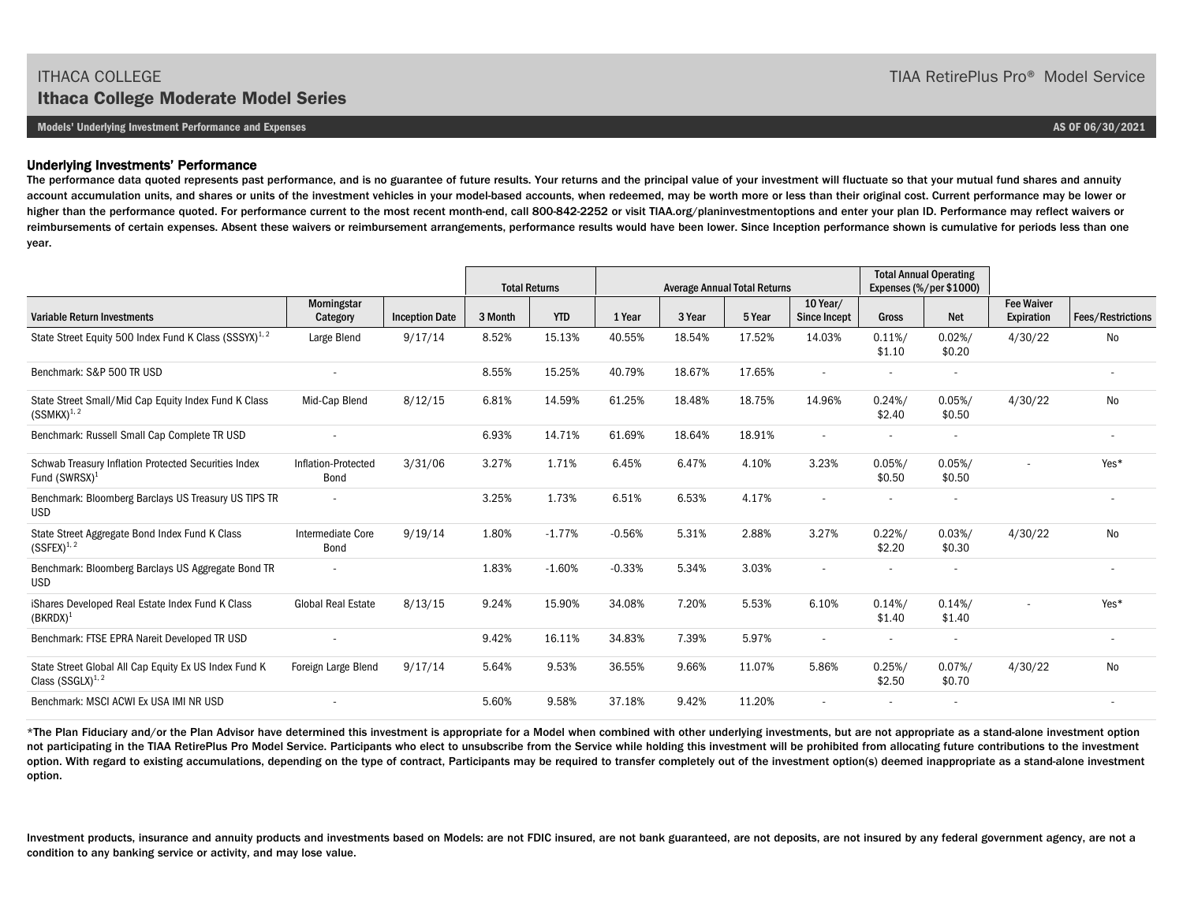ITHACA COLLEGE

TIAA RetirePlus Pro® Model Service

# Ithaca College Moderate Model Series

**Models' Underlying Investment Performance and Expenses** — **AS OF 06/30/2021**

## Underlying Investments' Performance

**The performance data quoted represents past performance, and is no guarantee of future results. Your returns and the principal value of your investment will fluctuate so that your mutual fund shares and annuity account accumulation units, and shares or units of the investment vehicles in your model-based accounts, when redeemed, may be worth more or less than their original cost. Current performance may be lower or higher than the performance quoted. For performance current to the most recent month-end, call 800-842-2252 or visit TIAA.org/planinvestmentoptions and enter your plan ID. Performance may reflect waivers or reimbursements of certain expenses. Absent these waivers or reimbursement arrangements, performance results would have been lower. Since Inception performance shown is cumulative for periods less than one year.**

| | | | Total Returns | | Average Annual Total Returns | | | | Total Annual Operating Expenses (%/per $1000) | | | |
|---|---|---|---|---|---|---|---|---|---|---|---|---|
| Variable Return Investments | Morningstar Category | Inception Date | 3 Month | YTD | 1 Year | 3 Year | 5 Year | 10 Year/ Since Incept | Gross | Net | Fee Waiver Expiration | Fees/Restrictions |
| State Street Equity 500 Index Fund K Class (SSSYX)[1, 2] | Large Blend | 9/17/14 | 8.52% | 15.13% | 40.55% | 18.54% | 17.52% | 14.03% | 0.11%/ $1.10 | 0.02%/ $0.20 | 4/30/22 | No |
| Benchmark: S&P 500 TR USD | - | | 8.55% | 15.25% | 40.79% | 18.67% | 17.65% | - | - | - | | - |
| State Street Small/Mid Cap Equity Index Fund K Class (SSMKX)[1, 2] | Mid-Cap Blend | 8/12/15 | 6.81% | 14.59% | 61.25% | 18.48% | 18.75% | 14.96% | 0.24%/ $2.40 | 0.05%/ $0.50 | 4/30/22 | No |
| Benchmark: Russell Small Cap Complete TR USD | - | | 6.93% | 14.71% | 61.69% | 18.64% | 18.91% | - | - | - | | - |
| Schwab Treasury Inflation Protected Securities Index Fund (SWRSX)[1] | Inflation-Protected Bond | 3/31/06 | 3.27% | 1.71% | 6.45% | 6.47% | 4.10% | 3.23% | 0.05%/ $0.50 | 0.05%/ $0.50 | - | Yes* |
| Benchmark: Bloomberg Barclays US Treasury US TIPS TR USD | - | | 3.25% | 1.73% | 6.51% | 6.53% | 4.17% | - | - | - | | - |
| State Street Aggregate Bond Index Fund K Class (SSFEX)[1, 2] | Intermediate Core Bond | 9/19/14 | 1.80% | -1.77% | -0.56% | 5.31% | 2.88% | 3.27% | 0.22%/ $2.20 | 0.03%/ $0.30 | 4/30/22 | No |
| Benchmark: Bloomberg Barclays US Aggregate Bond TR USD | - | | 1.83% | -1.60% | -0.33% | 5.34% | 3.03% | - | - | - | | - |
| iShares Developed Real Estate Index Fund K Class (BKRDX)[1] | Global Real Estate | 8/13/15 | 9.24% | 15.90% | 34.08% | 7.20% | 5.53% | 6.10% | 0.14%/ $1.40 | 0.14%/ $1.40 | - | Yes* |
| Benchmark: FTSE EPRA Nareit Developed TR USD | - | | 9.42% | 16.11% | 34.83% | 7.39% | 5.97% | - | - | - | | - |
| State Street Global All Cap Equity Ex US Index Fund K Class (SSGLX)[1, 2] | Foreign Large Blend | 9/17/14 | 5.64% | 9.53% | 36.55% | 9.66% | 11.07% | 5.86% | 0.25%/ $2.50 | 0.07%/ $0.70 | 4/30/22 | No |
| Benchmark: MSCI ACWI Ex USA IMI NR USD | - | | 5.60% | 9.58% | 37.18% | 9.42% | 11.20% | - | - | - | | - |

**\*The Plan Fiduciary and/or the Plan Advisor have determined this investment is appropriate for a Model when combined with other underlying investments, but are not appropriate as a stand-alone investment option not participating in the TIAA RetirePlus Pro Model Service. Participants who elect to unsubscribe from the Service while holding this investment will be prohibited from allocating future contributions to the investment option. With regard to existing accumulations, depending on the type of contract, Participants may be required to transfer completely out of the investment option(s) deemed inappropriate as a stand-alone investment option.**

**Investment products, insurance and annuity products and investments based on Models: are not FDIC insured, are not bank guaranteed, are not deposits, are not insured by any federal government agency, are not a condition to any banking service or activity, and may lose value.**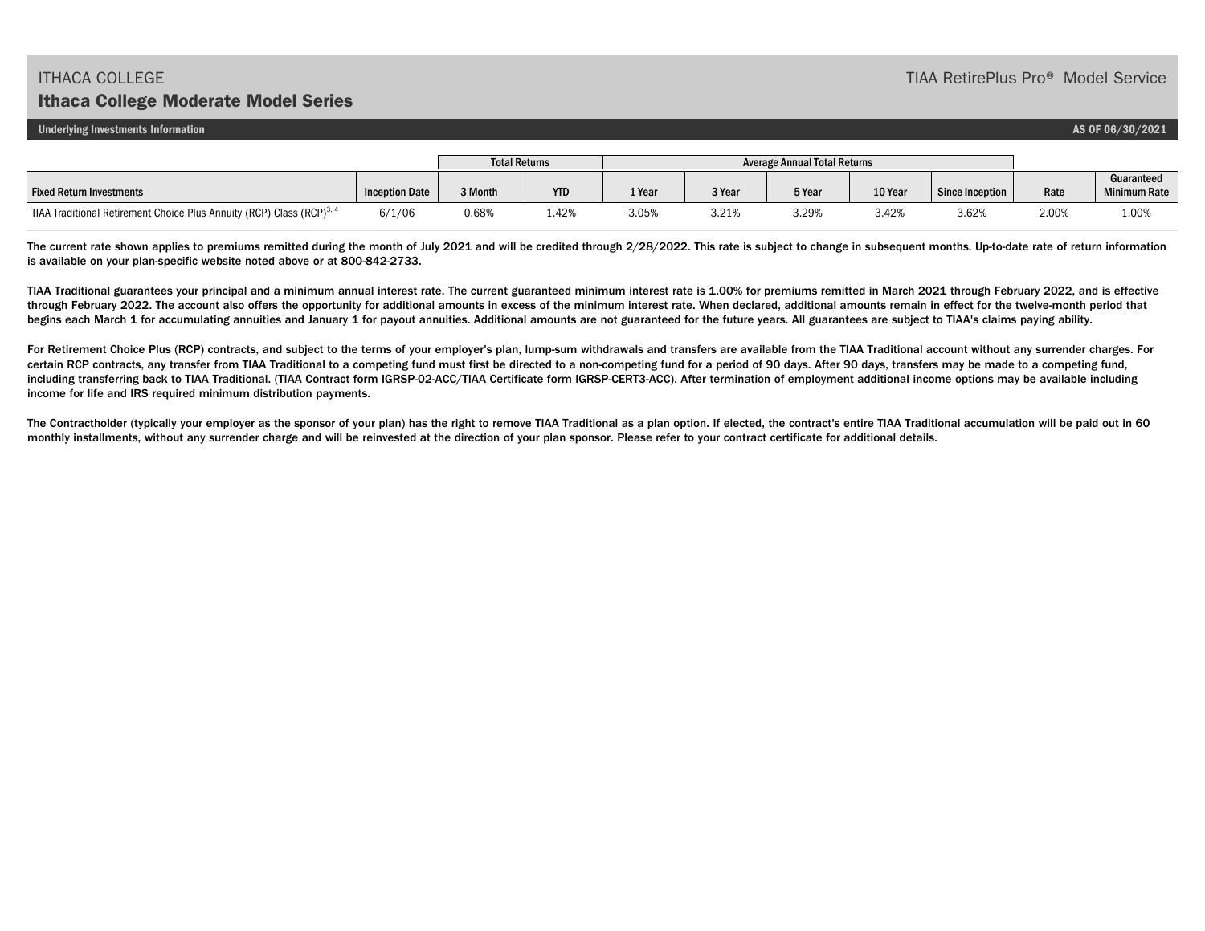ITHACA COLLEGE

## Ithaca College Moderate Model Series

TIAA RetirePlus Pro® Model Service

**Underlying Investments Information** — AS OF 06/30/2021

| | | Total Returns | | Average Annual Total Returns | | | | | | |
|---|---|---|---|---|---|---|---|---|---|---|
| Fixed Return Investments | Inception Date | 3 Month | YTD | 1 Year | 3 Year | 5 Year | 10 Year | Since Inception | Rate | Guaranteed Minimum Rate |
| TIAA Traditional Retirement Choice Plus Annuity (RCP) Class (RCP)[3, 4] | 6/1/06 | 0.68% | 1.42% | 3.05% | 3.21% | 3.29% | 3.42% | 3.62% | 2.00% | 1.00% |

The current rate shown applies to premiums remitted during the month of July 2021 and will be credited through 2/28/2022. This rate is subject to change in subsequent months. Up-to-date rate of return information is available on your plan-specific website noted above or at 800-842-2733.

TIAA Traditional guarantees your principal and a minimum annual interest rate. The current guaranteed minimum interest rate is 1.00% for premiums remitted in March 2021 through February 2022, and is effective through February 2022. The account also offers the opportunity for additional amounts in excess of the minimum interest rate. When declared, additional amounts remain in effect for the twelve-month period that begins each March 1 for accumulating annuities and January 1 for payout annuities. Additional amounts are not guaranteed for the future years. All guarantees are subject to TIAA's claims paying ability.

For Retirement Choice Plus (RCP) contracts, and subject to the terms of your employer's plan, lump-sum withdrawals and transfers are available from the TIAA Traditional account without any surrender charges. For certain RCP contracts, any transfer from TIAA Traditional to a competing fund must first be directed to a non-competing fund for a period of 90 days. After 90 days, transfers may be made to a competing fund, including transferring back to TIAA Traditional. (TIAA Contract form IGRSP-02-ACC/TIAA Certificate form IGRSP-CERT3-ACC). After termination of employment additional income options may be available including income for life and IRS required minimum distribution payments.

The Contractholder (typically your employer as the sponsor of your plan) has the right to remove TIAA Traditional as a plan option. If elected, the contract's entire TIAA Traditional accumulation will be paid out in 60 monthly installments, without any surrender charge and will be reinvested at the direction of your plan sponsor. Please refer to your contract certificate for additional details.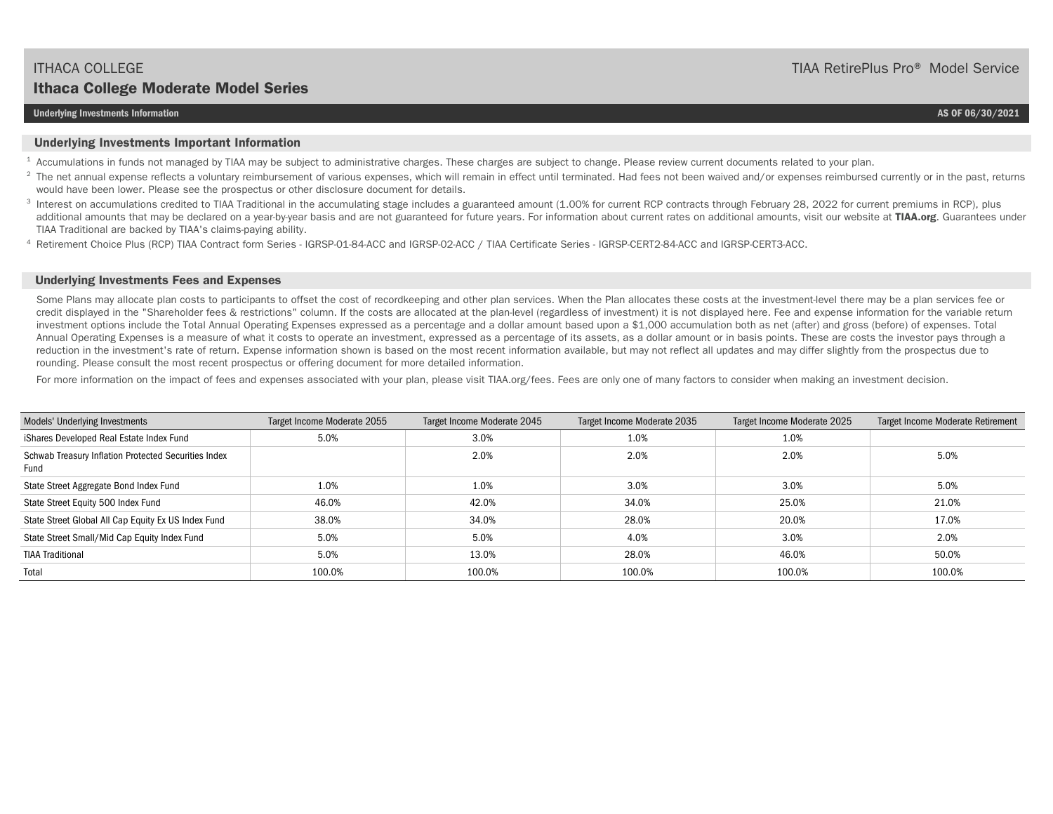ITHACA COLLEGE

TIAA RetirePlus Pro® Model Service

## Ithaca College Moderate Model Series

**Underlying Investments Information**

**AS OF 06/30/2021**

### Underlying Investments Important Information

[1] Accumulations in funds not managed by TIAA may be subject to administrative charges. These charges are subject to change. Please review current documents related to your plan.

[2] The net annual expense reflects a voluntary reimbursement of various expenses, which will remain in effect until terminated. Had fees not been waived and/or expenses reimbursed currently or in the past, returns would have been lower. Please see the prospectus or other disclosure document for details.

[3] Interest on accumulations credited to TIAA Traditional in the accumulating stage includes a guaranteed amount (1.00% for current RCP contracts through February 28, 2022 for current premiums in RCP), plus additional amounts that may be declared on a year-by-year basis and are not guaranteed for future years. For information about current rates on additional amounts, visit our website at **TIAA.org**. Guarantees under TIAA Traditional are backed by TIAA's claims-paying ability.

[4] Retirement Choice Plus (RCP) TIAA Contract form Series - IGRSP-01-84-ACC and IGRSP-02-ACC / TIAA Certificate Series - IGRSP-CERT2-84-ACC and IGRSP-CERT3-ACC.

### Underlying Investments Fees and Expenses

Some Plans may allocate plan costs to participants to offset the cost of recordkeeping and other plan services. When the Plan allocates these costs at the investment-level there may be a plan services fee or credit displayed in the "Shareholder fees & restrictions" column. If the costs are allocated at the plan-level (regardless of investment) it is not displayed here. Fee and expense information for the variable return investment options include the Total Annual Operating Expenses expressed as a percentage and a dollar amount based upon a $1,000 accumulation both as net (after) and gross (before) of expenses. Total Annual Operating Expenses is a measure of what it costs to operate an investment, expressed as a percentage of its assets, as a dollar amount or in basis points. These are costs the investor pays through a reduction in the investment's rate of return. Expense information shown is based on the most recent information available, but may not reflect all updates and may differ slightly from the prospectus due to rounding. Please consult the most recent prospectus or offering document for more detailed information.

For more information on the impact of fees and expenses associated with your plan, please visit TIAA.org/fees. Fees are only one of many factors to consider when making an investment decision.

| Models' Underlying Investments | Target Income Moderate 2055 | Target Income Moderate 2045 | Target Income Moderate 2035 | Target Income Moderate 2025 | Target Income Moderate Retirement |
|---|---|---|---|---|---|
| iShares Developed Real Estate Index Fund | 5.0% | 3.0% | 1.0% | 1.0% | |
| Schwab Treasury Inflation Protected Securities Index Fund | | 2.0% | 2.0% | 2.0% | 5.0% |
| State Street Aggregate Bond Index Fund | 1.0% | 1.0% | 3.0% | 3.0% | 5.0% |
| State Street Equity 500 Index Fund | 46.0% | 42.0% | 34.0% | 25.0% | 21.0% |
| State Street Global All Cap Equity Ex US Index Fund | 38.0% | 34.0% | 28.0% | 20.0% | 17.0% |
| State Street Small/Mid Cap Equity Index Fund | 5.0% | 5.0% | 4.0% | 3.0% | 2.0% |
| TIAA Traditional | 5.0% | 13.0% | 28.0% | 46.0% | 50.0% |
| Total | 100.0% | 100.0% | 100.0% | 100.0% | 100.0% |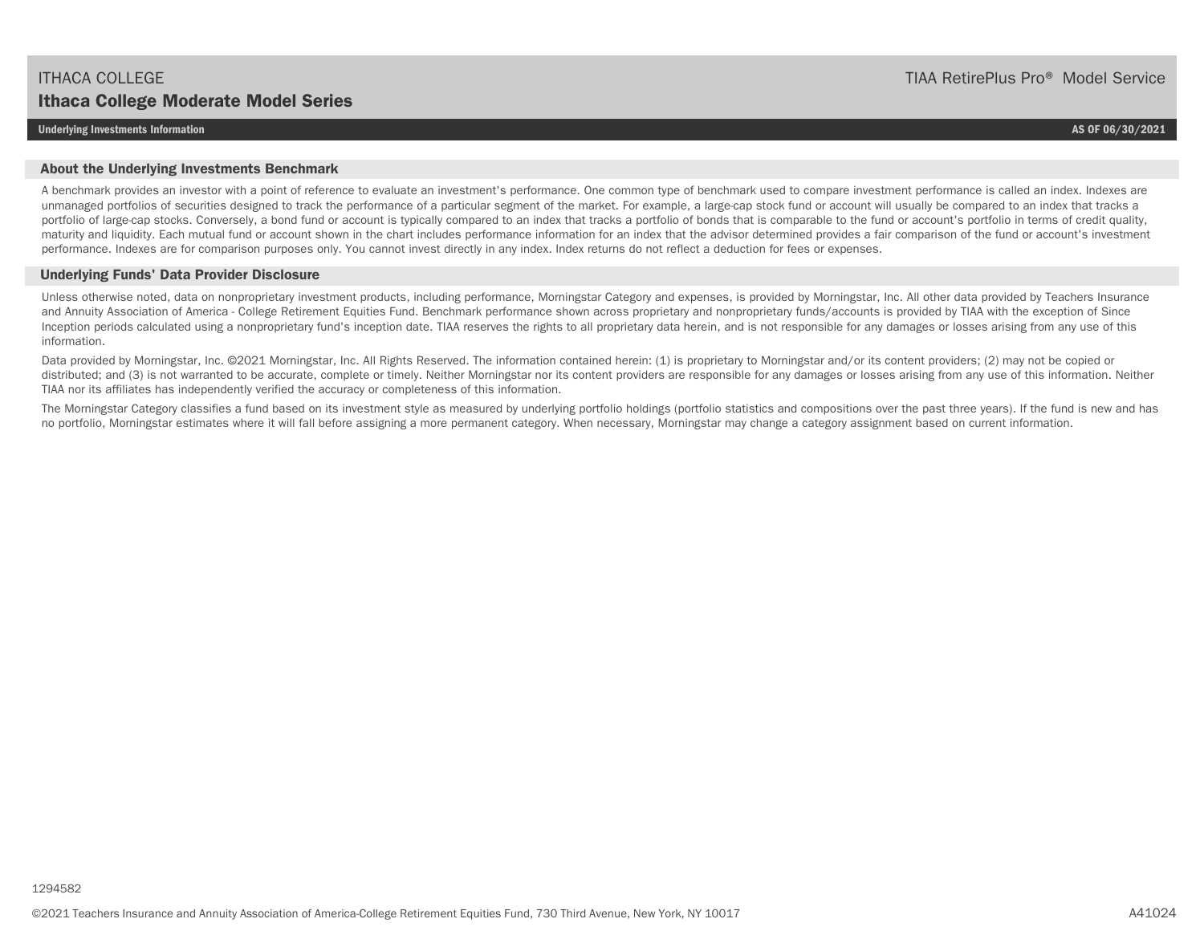## About the Underlying Investments Benchmark

A benchmark provides an investor with a point of reference to evaluate an investment's performance. One common type of benchmark used to compare investment performance is called an index. Indexes are unmanaged portfolios of securities designed to track the performance of a particular segment of the market. For example, a large-cap stock fund or account will usually be compared to an index that tracks a portfolio of large-cap stocks. Conversely, a bond fund or account is typically compared to an index that tracks a portfolio of bonds that is comparable to the fund or account's portfolio in terms of credit quality, maturity and liquidity. Each mutual fund or account shown in the chart includes performance information for an index that the advisor determined provides a fair comparison of the fund or account's investment performance. Indexes are for comparison purposes only. You cannot invest directly in any index. Index returns do not reflect a deduction for fees or expenses.

## Underlying Funds' Data Provider Disclosure

Unless otherwise noted, data on nonproprietary investment products, including performance, Morningstar Category and expenses, is provided by Morningstar, Inc. All other data provided by Teachers Insurance and Annuity Association of America - College Retirement Equities Fund. Benchmark performance shown across proprietary and nonproprietary funds/accounts is provided by TIAA with the exception of Since Inception periods calculated using a nonproprietary fund's inception date. TIAA reserves the rights to all proprietary data herein, and is not responsible for any damages or losses arising from any use of this information.

Data provided by Morningstar, Inc. ©2021 Morningstar, Inc. All Rights Reserved. The information contained herein: (1) is proprietary to Morningstar and/or its content providers; (2) may not be copied or distributed; and (3) is not warranted to be accurate, complete or timely. Neither Morningstar nor its content providers are responsible for any damages or losses arising from any use of this information. Neither TIAA nor its affiliates has independently verified the accuracy or completeness of this information.

The Morningstar Category classifies a fund based on its investment style as measured by underlying portfolio holdings (portfolio statistics and compositions over the past three years). If the fund is new and has no portfolio, Morningstar estimates where it will fall before assigning a more permanent category. When necessary, Morningstar may change a category assignment based on current information.

1294582